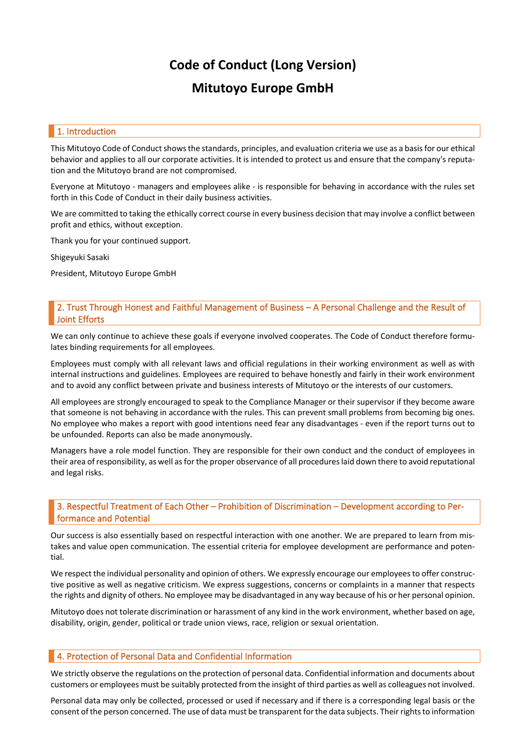# Code of Conduct (Long Version)

# Mitutoyo Europe GmbH

## 1. Introduction

This Mitutoyo Code of Conduct shows the standards, principles, and evaluation criteria we use as a basis for our ethical behavior and applies to all our corporate activities. It is intended to protect us and ensure that the company's reputation and the Mitutoyo brand are not compromised.

Everyone at Mitutoyo - managers and employees alike - is responsible for behaving in accordance with the rules set forth in this Code of Conduct in their daily business activities.

We are committed to taking the ethically correct course in every business decision that may involve a conflict between profit and ethics, without exception.

Thank you for your continued support.

Shigeyuki Sasaki

President, Mitutoyo Europe GmbH

## 2. Trust Through Honest and Faithful Management of Business – A Personal Challenge and the Result of Joint Efforts

We can only continue to achieve these goals if everyone involved cooperates. The Code of Conduct therefore formulates binding requirements for all employees.

Employees must comply with all relevant laws and official regulations in their working environment as well as with internal instructions and guidelines. Employees are required to behave honestly and fairly in their work environment and to avoid any conflict between private and business interests of Mitutoyo or the interests of our customers.

All employees are strongly encouraged to speak to the Compliance Manager or their supervisor if they become aware that someone is not behaving in accordance with the rules. This can prevent small problems from becoming big ones. No employee who makes a report with good intentions need fear any disadvantages - even if the report turns out to be unfounded. Reports can also be made anonymously.

Managers have a role model function. They are responsible for their own conduct and the conduct of employees in their area of responsibility, as well as for the proper observance of all procedures laid down there to avoid reputational and legal risks.

## 3. Respectful Treatment of Each Other – Prohibition of Discrimination – Development according to Performance and Potential

Our success is also essentially based on respectful interaction with one another. We are prepared to learn from mistakes and value open communication. The essential criteria for employee development are performance and potential.

We respect the individual personality and opinion of others. We expressly encourage our employees to offer constructive positive as well as negative criticism. We express suggestions, concerns or complaints in a manner that respects the rights and dignity of others. No employee may be disadvantaged in any way because of his or her personal opinion.

Mitutoyo does not tolerate discrimination or harassment of any kind in the work environment, whether based on age, disability, origin, gender, political or trade union views, race, religion or sexual orientation.

## 4. Protection of Personal Data and Confidential Information

We strictly observe the regulations on the protection of personal data. Confidential information and documents about customers or employees must be suitably protected from the insight of third parties as well as colleagues not involved.

Personal data may only be collected, processed or used if necessary and if there is a corresponding legal basis or the consent of the person concerned. The use of data must be transparent for the data subjects. Their rights to information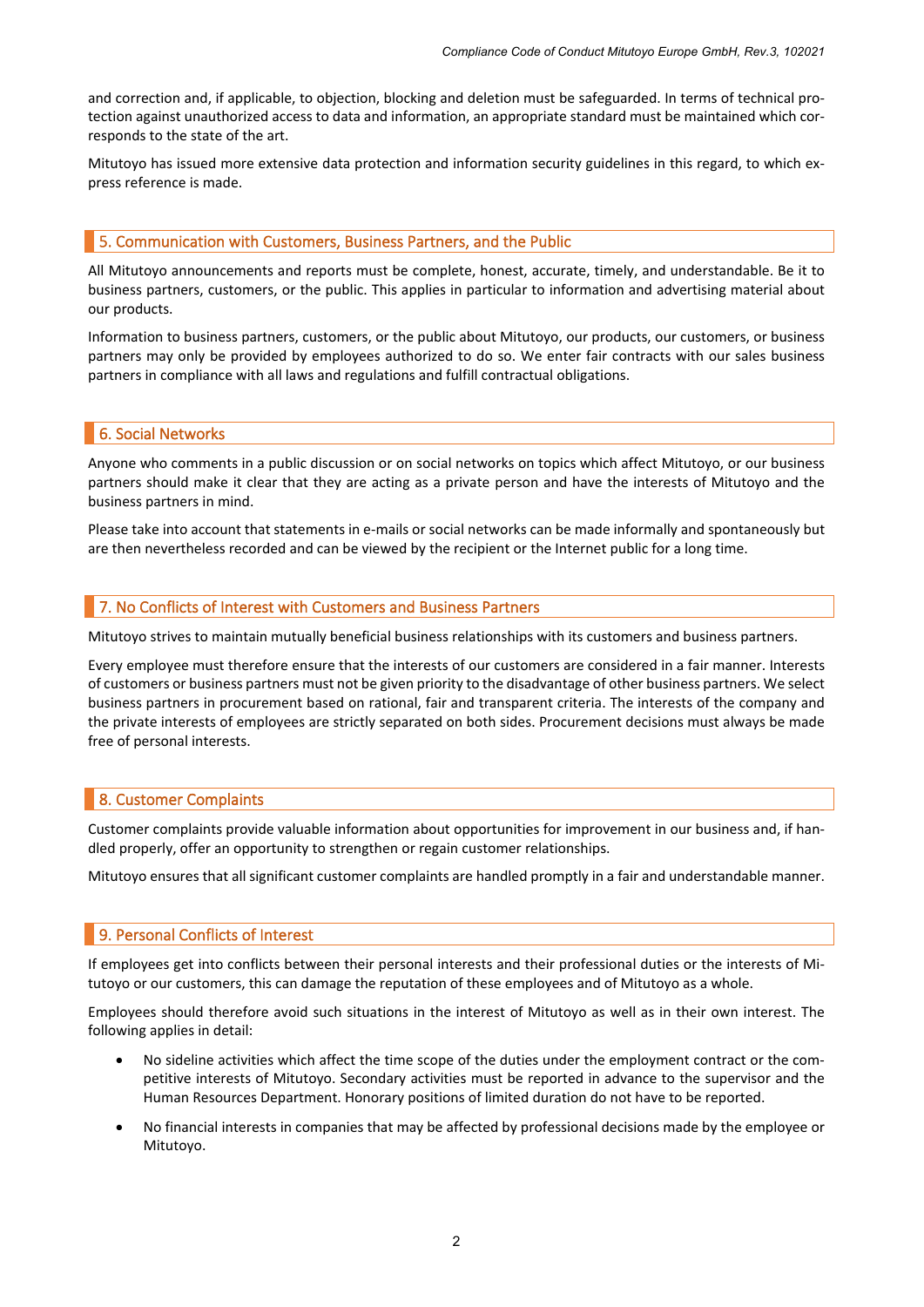and correction and, if applicable, to objection, blocking and deletion must be safeguarded. In terms of technical protection against unauthorized access to data and information, an appropriate standard must be maintained which corresponds to the state of the art.

Mitutoyo has issued more extensive data protection and information security guidelines in this regard, to which express reference is made.

## 5. Communication with Customers, Business Partners, and the Public

All Mitutoyo announcements and reports must be complete, honest, accurate, timely, and understandable. Be it to business partners, customers, or the public. This applies in particular to information and advertising material about our products.

Information to business partners, customers, or the public about Mitutoyo, our products, our customers, or business partners may only be provided by employees authorized to do so. We enter fair contracts with our sales business partners in compliance with all laws and regulations and fulfill contractual obligations.

## 6. Social Networks

Anyone who comments in a public discussion or on social networks on topics which affect Mitutoyo, or our business partners should make it clear that they are acting as a private person and have the interests of Mitutoyo and the business partners in mind.

Please take into account that statements in e-mails or social networks can be made informally and spontaneously but are then nevertheless recorded and can be viewed by the recipient or the Internet public for a long time.

## 7. No Conflicts of Interest with Customers and Business Partners

Mitutoyo strives to maintain mutually beneficial business relationships with its customers and business partners.

Every employee must therefore ensure that the interests of our customers are considered in a fair manner. Interests of customers or business partners must not be given priority to the disadvantage of other business partners. We select business partners in procurement based on rational, fair and transparent criteria. The interests of the company and the private interests of employees are strictly separated on both sides. Procurement decisions must always be made free of personal interests.

## 8. Customer Complaints

Customer complaints provide valuable information about opportunities for improvement in our business and, if handled properly, offer an opportunity to strengthen or regain customer relationships.

Mitutoyo ensures that all significant customer complaints are handled promptly in a fair and understandable manner.

## 9. Personal Conflicts of Interest

If employees get into conflicts between their personal interests and their professional duties or the interests of Mitutoyo or our customers, this can damage the reputation of these employees and of Mitutoyo as a whole.

Employees should therefore avoid such situations in the interest of Mitutoyo as well as in their own interest. The following applies in detail:

- No sideline activities which affect the time scope of the duties under the employment contract or the competitive interests of Mitutoyo. Secondary activities must be reported in advance to the supervisor and the Human Resources Department. Honorary positions of limited duration do not have to be reported.
- No financial interests in companies that may be affected by professional decisions made by the employee or Mitutoyo.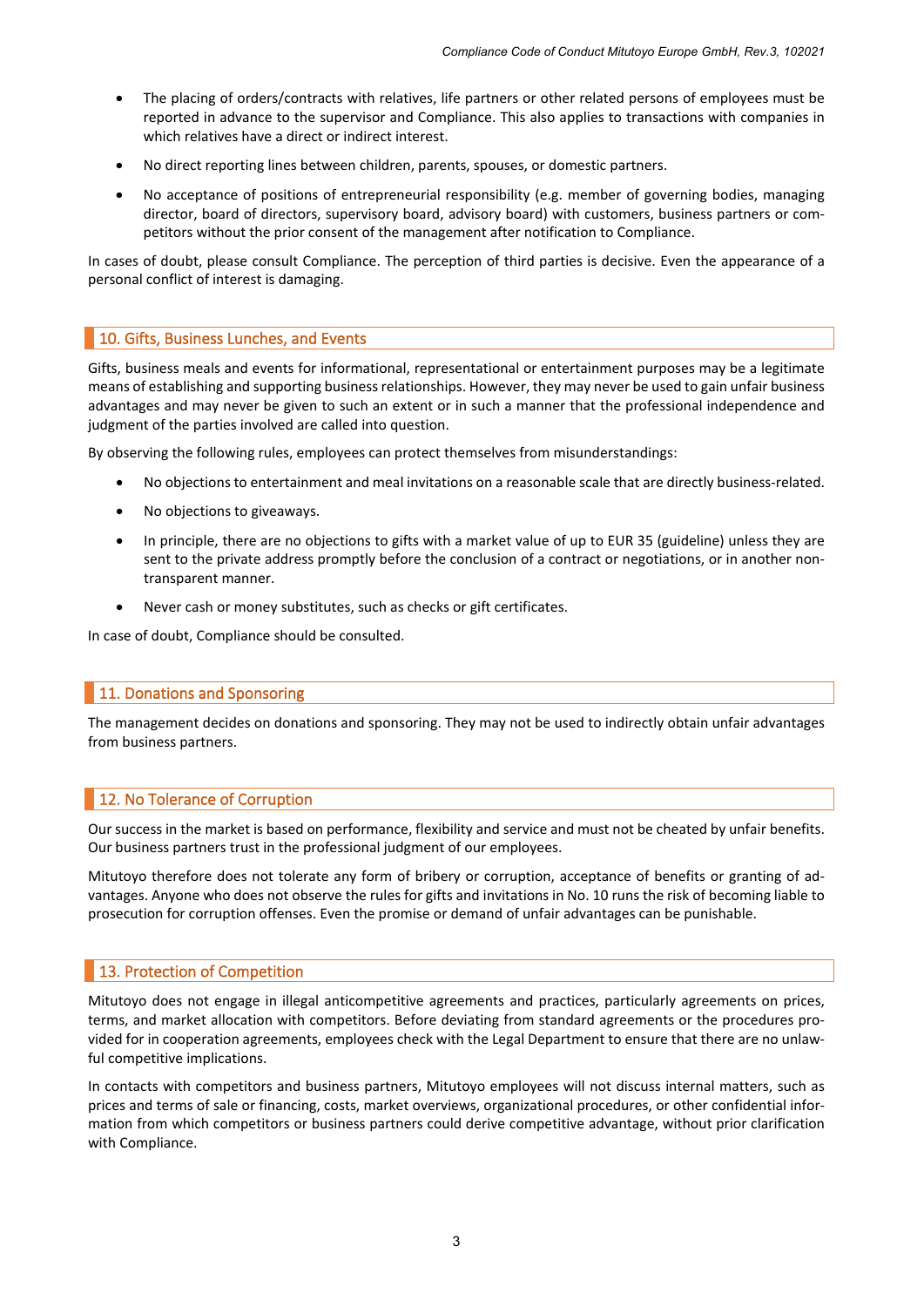- The placing of orders/contracts with relatives, life partners or other related persons of employees must be reported in advance to the supervisor and Compliance. This also applies to transactions with companies in which relatives have a direct or indirect interest.
- No direct reporting lines between children, parents, spouses, or domestic partners.
- No acceptance of positions of entrepreneurial responsibility (e.g. member of governing bodies, managing director, board of directors, supervisory board, advisory board) with customers, business partners or competitors without the prior consent of the management after notification to Compliance.

In cases of doubt, please consult Compliance. The perception of third parties is decisive. Even the appearance of a personal conflict of interest is damaging.

## 10. Gifts, Business Lunches, and Events

Gifts, business meals and events for informational, representational or entertainment purposes may be a legitimate means of establishing and supporting business relationships. However, they may never be used to gain unfair business advantages and may never be given to such an extent or in such a manner that the professional independence and judgment of the parties involved are called into question.

By observing the following rules, employees can protect themselves from misunderstandings:

- No objections to entertainment and meal invitations on a reasonable scale that are directly business-related.
- No objections to giveaways.
- In principle, there are no objections to gifts with a market value of up to EUR 35 (guideline) unless they are sent to the private address promptly before the conclusion of a contract or negotiations, or in another non-transparent manner.
- Never cash or money substitutes, such as checks or gift certificates.

In case of doubt, Compliance should be consulted.

## 11. Donations and Sponsoring

The management decides on donations and sponsoring. They may not be used to indirectly obtain unfair advantages from business partners.

## 12. No Tolerance of Corruption

Our success in the market is based on performance, flexibility and service and must not be cheated by unfair benefits. Our business partners trust in the professional judgment of our employees.

Mitutoyo therefore does not tolerate any form of bribery or corruption, acceptance of benefits or granting of advantages. Anyone who does not observe the rules for gifts and invitations in No. 10 runs the risk of becoming liable to prosecution for corruption offenses. Even the promise or demand of unfair advantages can be punishable.

## 13. Protection of Competition

Mitutoyo does not engage in illegal anticompetitive agreements and practices, particularly agreements on prices, terms, and market allocation with competitors. Before deviating from standard agreements or the procedures provided for in cooperation agreements, employees check with the Legal Department to ensure that there are no unlawful competitive implications.

In contacts with competitors and business partners, Mitutoyo employees will not discuss internal matters, such as prices and terms of sale or financing, costs, market overviews, organizational procedures, or other confidential information from which competitors or business partners could derive competitive advantage, without prior clarification with Compliance.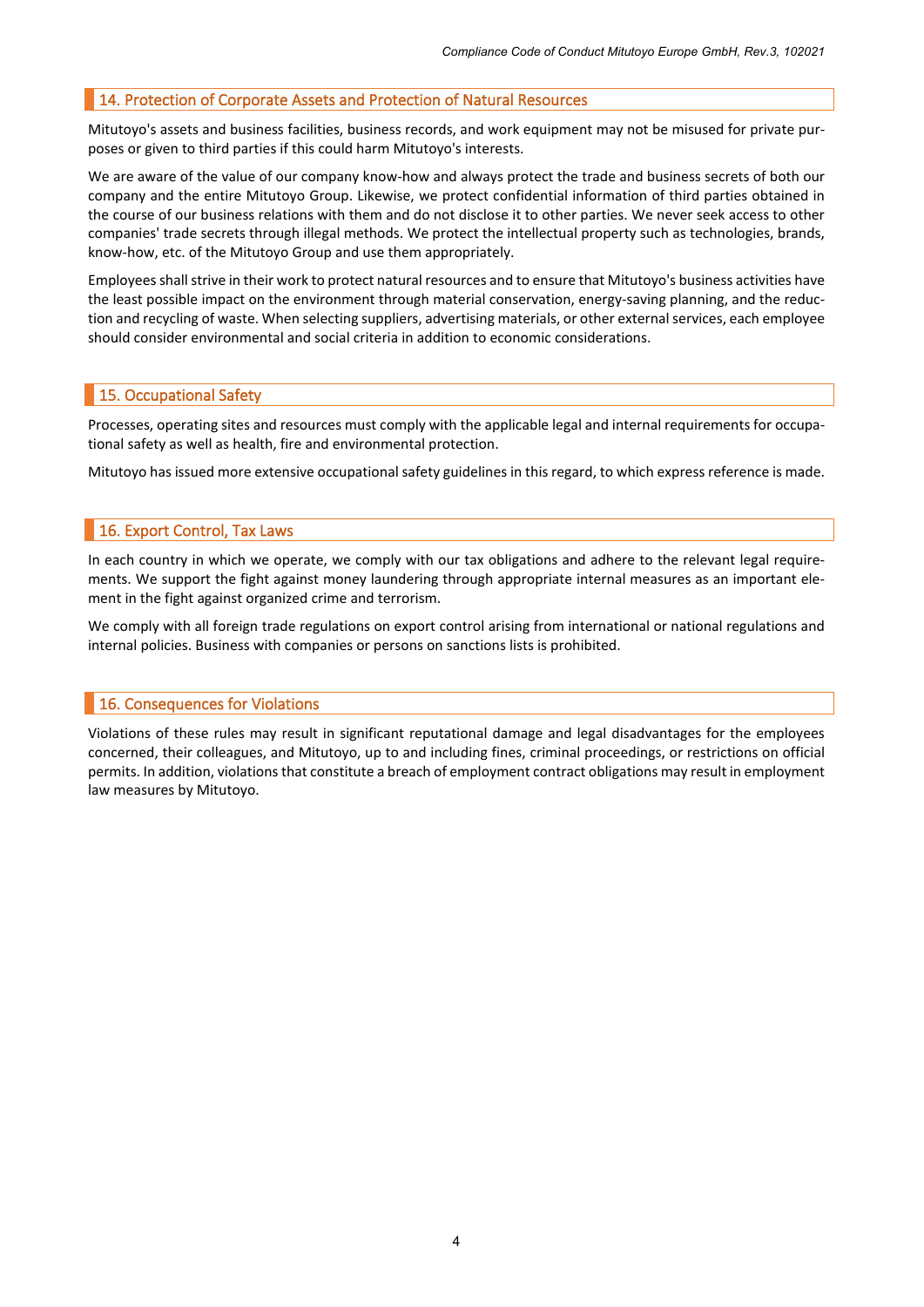## 14. Protection of Corporate Assets and Protection of Natural Resources

Mitutoyo's assets and business facilities, business records, and work equipment may not be misused for private purposes or given to third parties if this could harm Mitutoyo's interests.

We are aware of the value of our company know-how and always protect the trade and business secrets of both our company and the entire Mitutoyo Group. Likewise, we protect confidential information of third parties obtained in the course of our business relations with them and do not disclose it to other parties. We never seek access to other companies' trade secrets through illegal methods. We protect the intellectual property such as technologies, brands, know-how, etc. of the Mitutoyo Group and use them appropriately.

Employees shall strive in their work to protect natural resources and to ensure that Mitutoyo's business activities have the least possible impact on the environment through material conservation, energy-saving planning, and the reduction and recycling of waste. When selecting suppliers, advertising materials, or other external services, each employee should consider environmental and social criteria in addition to economic considerations.

## 15. Occupational Safety

Processes, operating sites and resources must comply with the applicable legal and internal requirements for occupational safety as well as health, fire and environmental protection.

Mitutoyo has issued more extensive occupational safety guidelines in this regard, to which express reference is made.

## 16. Export Control, Tax Laws

In each country in which we operate, we comply with our tax obligations and adhere to the relevant legal requirements. We support the fight against money laundering through appropriate internal measures as an important element in the fight against organized crime and terrorism.

We comply with all foreign trade regulations on export control arising from international or national regulations and internal policies. Business with companies or persons on sanctions lists is prohibited.

## 16. Consequences for Violations

Violations of these rules may result in significant reputational damage and legal disadvantages for the employees concerned, their colleagues, and Mitutoyo, up to and including fines, criminal proceedings, or restrictions on official permits. In addition, violations that constitute a breach of employment contract obligations may result in employment law measures by Mitutoyo.